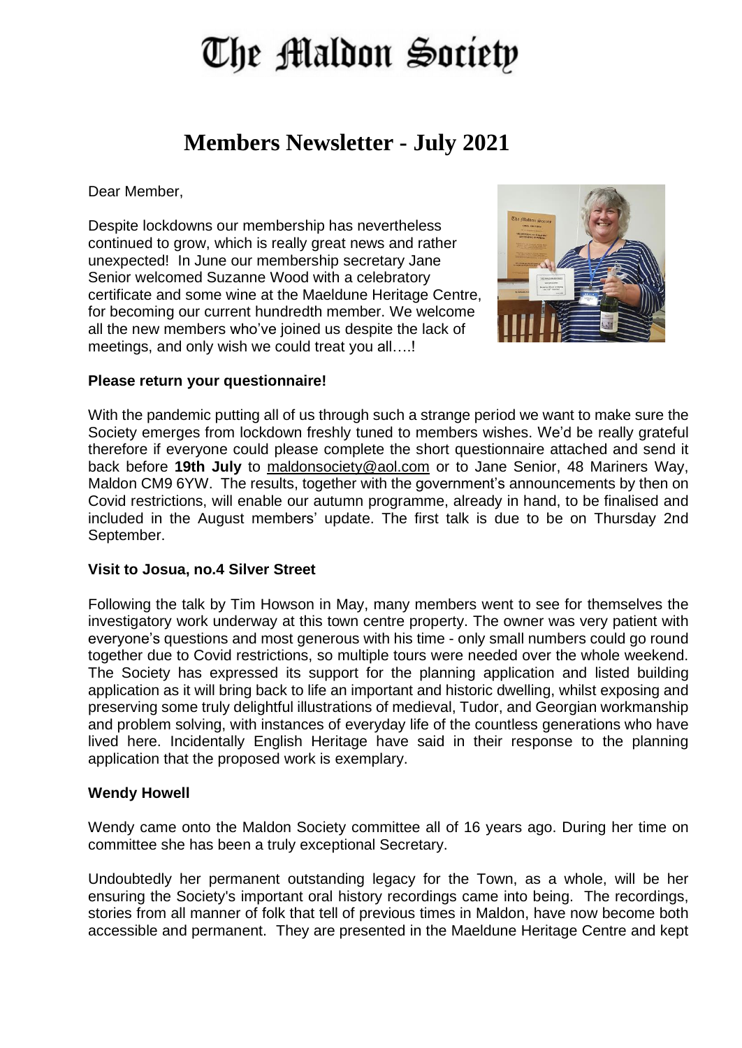# The Maldon Society

## Members Newsletter - July 2021

Dear Member,

Despite lockdowns our membership has nevertheless continued to grow, which is really great news and rather unexpected! In June our membership secretary Jane Senior welcomed Suzanne Wood with a celebratory certificate and some wine at the Maeldune Heritage Centre, for becoming our current hundredth member. We welcome all the new members who've joined us despite the lack of meetings, and only wish we could treat you all….!

**Please return your questionnaire!**

With the pandemic putting all of us through such a strange period we want to make sure the Society emerges from lockdown freshly tuned to members wishes. We'd be really grateful therefore if everyone could please complete the short questionnaire attached and send it back before **19th July** to maldonsociety@aol.com or to Jane Senior, 48 Mariners Way, Maldon CM9 6YW. The results, together with the government's announcements by then on Covid restrictions, will enable our autumn programme, already in hand, to be finalised and included in the August members' update. The first talk is due to be on Thursday 2nd September.

**Visit to Josua, no.4 Silver Street**

Following the talk by Tim Howson in May, many members went to see for themselves the investigatory work underway at this town centre property. The owner was very patient with everyone's questions and most generous with his time - only small numbers could go round together due to Covid restrictions, so multiple tours were needed over the whole weekend. The Society has expressed its support for the planning application and listed building application as it will bring back to life an important and historic dwelling, whilst exposing and preserving some truly delightful illustrations of medieval, Tudor, and Georgian workmanship and problem solving, with instances of everyday life of the countless generations who have lived here. Incidentally English Heritage have said in their response to the planning application that the proposed work is exemplary.

**Wendy Howell**

Wendy came onto the Maldon Society committee all of 16 years ago. During her time on committee she has been a truly exceptional Secretary.

Undoubtedly her permanent outstanding legacy for the Town, as a whole, will be her ensuring the Society's important oral history recordings came into being. The recordings, stories from all manner of folk that tell of previous times in Maldon, have now become both accessible and permanent. They are presented in the Maeldune Heritage Centre and kept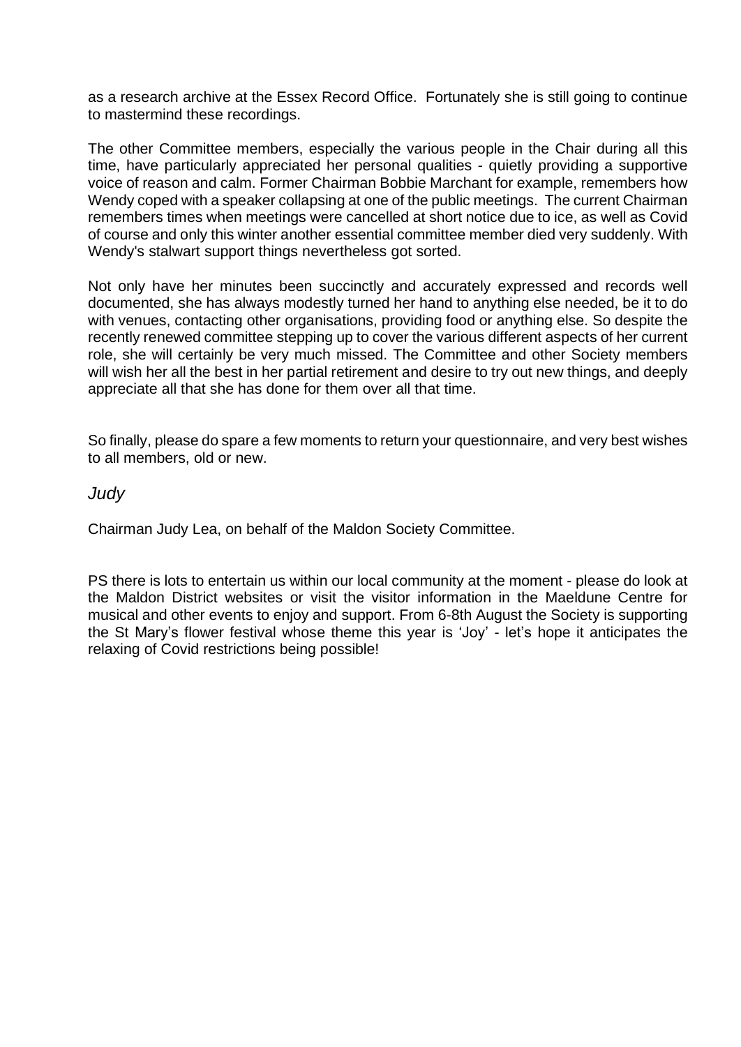as a research archive at the Essex Record Office. Fortunately she is still going to continue to mastermind these recordings.

The other Committee members, especially the various people in the Chair during all this time, have particularly appreciated her personal qualities - quietly providing a supportive voice of reason and calm. Former Chairman Bobbie Marchant for example, remembers how Wendy coped with a speaker collapsing at one of the public meetings. The current Chairman remembers times when meetings were cancelled at short notice due to ice, as well as Covid of course and only this winter another essential committee member died very suddenly. With Wendy's stalwart support things nevertheless got sorted.

Not only have her minutes been succinctly and accurately expressed and records well documented, she has always modestly turned her hand to anything else needed, be it to do with venues, contacting other organisations, providing food or anything else. So despite the recently renewed committee stepping up to cover the various different aspects of her current role, she will certainly be very much missed. The Committee and other Society members will wish her all the best in her partial retirement and desire to try out new things, and deeply appreciate all that she has done for them over all that time.

So finally, please do spare a few moments to return your questionnaire, and very best wishes to all members, old or new.

*Judy*

Chairman Judy Lea, on behalf of the Maldon Society Committee.

PS there is lots to entertain us within our local community at the moment - please do look at the Maldon District websites or visit the visitor information in the Maeldune Centre for musical and other events to enjoy and support. From 6-8th August the Society is supporting the St Mary's flower festival whose theme this year is 'Joy' - let's hope it anticipates the relaxing of Covid restrictions being possible!